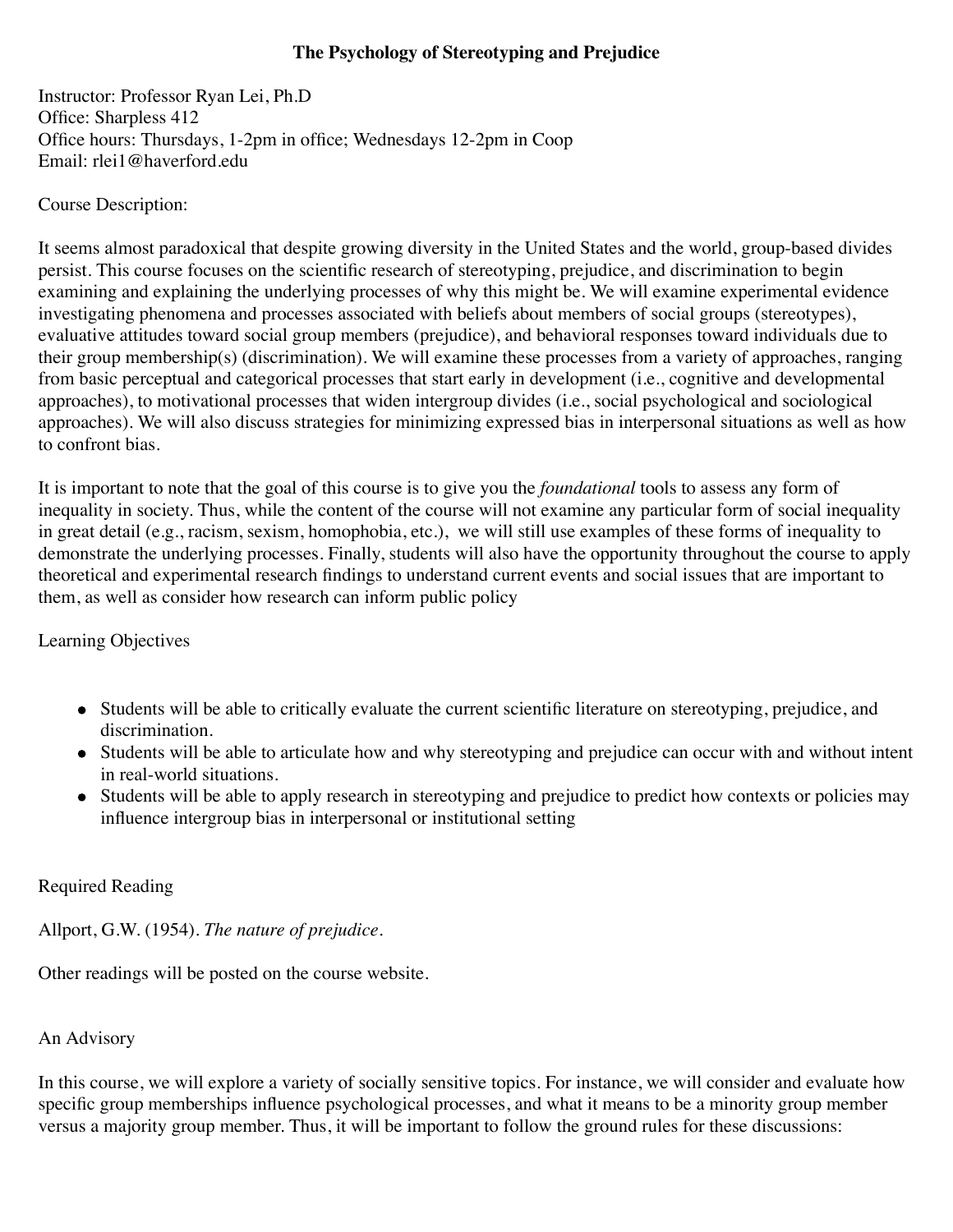# The Psychology of Stereotyping and Prejudice

Instructor: Professor Ryan Lei, Ph.D
Office: Sharpless 412
Office hours: Thursdays, 1-2pm in office; Wednesdays 12-2pm in Coop
Email: rlei1@haverford.edu

Course Description:

It seems almost paradoxical that despite growing diversity in the United States and the world, group-based divides persist. This course focuses on the scientific research of stereotyping, prejudice, and discrimination to begin examining and explaining the underlying processes of why this might be. We will examine experimental evidence investigating phenomena and processes associated with beliefs about members of social groups (stereotypes), evaluative attitudes toward social group members (prejudice), and behavioral responses toward individuals due to their group membership(s) (discrimination). We will examine these processes from a variety of approaches, ranging from basic perceptual and categorical processes that start early in development (i.e., cognitive and developmental approaches), to motivational processes that widen intergroup divides (i.e., social psychological and sociological approaches). We will also discuss strategies for minimizing expressed bias in interpersonal situations as well as how to confront bias.

It is important to note that the goal of this course is to give you the *foundational* tools to assess any form of inequality in society. Thus, while the content of the course will not examine any particular form of social inequality in great detail (e.g., racism, sexism, homophobia, etc.), we will still use examples of these forms of inequality to demonstrate the underlying processes. Finally, students will also have the opportunity throughout the course to apply theoretical and experimental research findings to understand current events and social issues that are important to them, as well as consider how research can inform public policy

Learning Objectives

- Students will be able to critically evaluate the current scientific literature on stereotyping, prejudice, and discrimination.
- Students will be able to articulate how and why stereotyping and prejudice can occur with and without intent in real-world situations.
- Students will be able to apply research in stereotyping and prejudice to predict how contexts or policies may influence intergroup bias in interpersonal or institutional setting

Required Reading

Allport, G.W. (1954). *The nature of prejudice*.

Other readings will be posted on the course website.

An Advisory

In this course, we will explore a variety of socially sensitive topics. For instance, we will consider and evaluate how specific group memberships influence psychological processes, and what it means to be a minority group member versus a majority group member. Thus, it will be important to follow the ground rules for these discussions: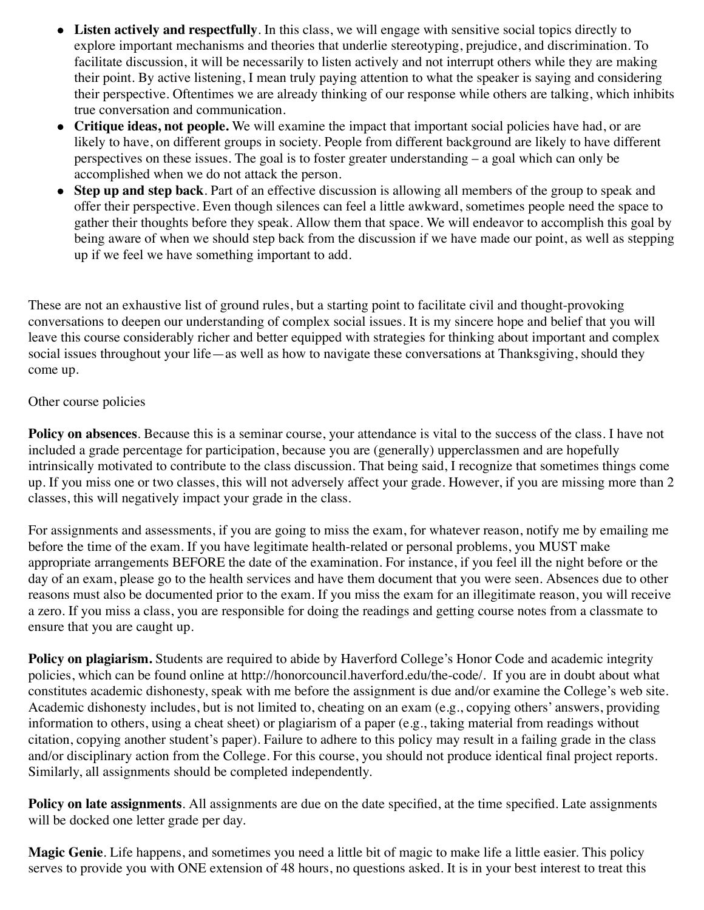- **Listen actively and respectfully**. In this class, we will engage with sensitive social topics directly to explore important mechanisms and theories that underlie stereotyping, prejudice, and discrimination. To facilitate discussion, it will be necessarily to listen actively and not interrupt others while they are making their point. By active listening, I mean truly paying attention to what the speaker is saying and considering their perspective. Oftentimes we are already thinking of our response while others are talking, which inhibits true conversation and communication.
- **Critique ideas, not people.** We will examine the impact that important social policies have had, or are likely to have, on different groups in society. People from different background are likely to have different perspectives on these issues. The goal is to foster greater understanding – a goal which can only be accomplished when we do not attack the person.
- **Step up and step back**. Part of an effective discussion is allowing all members of the group to speak and offer their perspective. Even though silences can feel a little awkward, sometimes people need the space to gather their thoughts before they speak. Allow them that space. We will endeavor to accomplish this goal by being aware of when we should step back from the discussion if we have made our point, as well as stepping up if we feel we have something important to add.

These are not an exhaustive list of ground rules, but a starting point to facilitate civil and thought-provoking conversations to deepen our understanding of complex social issues. It is my sincere hope and belief that you will leave this course considerably richer and better equipped with strategies for thinking about important and complex social issues throughout your life—as well as how to navigate these conversations at Thanksgiving, should they come up.

Other course policies

**Policy on absences**. Because this is a seminar course, your attendance is vital to the success of the class. I have not included a grade percentage for participation, because you are (generally) upperclassmen and are hopefully intrinsically motivated to contribute to the class discussion. That being said, I recognize that sometimes things come up. If you miss one or two classes, this will not adversely affect your grade. However, if you are missing more than 2 classes, this will negatively impact your grade in the class.

For assignments and assessments, if you are going to miss the exam, for whatever reason, notify me by emailing me before the time of the exam. If you have legitimate health-related or personal problems, you MUST make appropriate arrangements BEFORE the date of the examination. For instance, if you feel ill the night before or the day of an exam, please go to the health services and have them document that you were seen. Absences due to other reasons must also be documented prior to the exam. If you miss the exam for an illegitimate reason, you will receive a zero. If you miss a class, you are responsible for doing the readings and getting course notes from a classmate to ensure that you are caught up.

**Policy on plagiarism.** Students are required to abide by Haverford College's Honor Code and academic integrity policies, which can be found online at http://honorcouncil.haverford.edu/the-code/. If you are in doubt about what constitutes academic dishonesty, speak with me before the assignment is due and/or examine the College's web site. Academic dishonesty includes, but is not limited to, cheating on an exam (e.g., copying others' answers, providing information to others, using a cheat sheet) or plagiarism of a paper (e.g., taking material from readings without citation, copying another student's paper). Failure to adhere to this policy may result in a failing grade in the class and/or disciplinary action from the College. For this course, you should not produce identical final project reports. Similarly, all assignments should be completed independently.

**Policy on late assignments**. All assignments are due on the date specified, at the time specified. Late assignments will be docked one letter grade per day.

**Magic Genie**. Life happens, and sometimes you need a little bit of magic to make life a little easier. This policy serves to provide you with ONE extension of 48 hours, no questions asked. It is in your best interest to treat this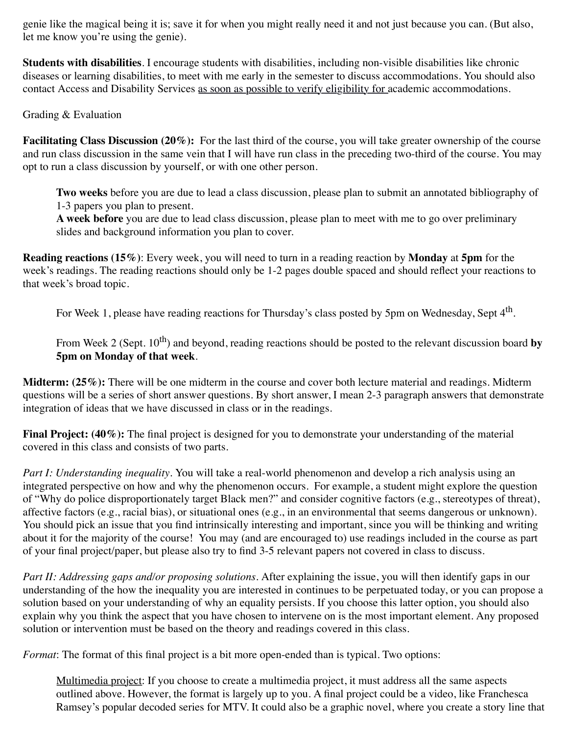genie like the magical being it is; save it for when you might really need it and not just because you can. (But also, let me know you're using the genie).

**Students with disabilities**. I encourage students with disabilities, including non-visible disabilities like chronic diseases or learning disabilities, to meet with me early in the semester to discuss accommodations. You should also contact Access and Disability Services as soon as possible to verify eligibility for academic accommodations.

Grading & Evaluation

**Facilitating Class Discussion (20%):** For the last third of the course, you will take greater ownership of the course and run class discussion in the same vein that I will have run class in the preceding two-third of the course. You may opt to run a class discussion by yourself, or with one other person.

> **Two weeks** before you are due to lead a class discussion, please plan to submit an annotated bibliography of 1-3 papers you plan to present.
> **A week before** you are due to lead class discussion, please plan to meet with me to go over preliminary slides and background information you plan to cover.

**Reading reactions (15%)**: Every week, you will need to turn in a reading reaction by **Monday** at **5pm** for the week's readings. The reading reactions should only be 1-2 pages double spaced and should reflect your reactions to that week's broad topic.

> For Week 1, please have reading reactions for Thursday's class posted by 5pm on Wednesday, Sept 4th.
>
> From Week 2 (Sept. 10th) and beyond, reading reactions should be posted to the relevant discussion board **by 5pm on Monday of that week**.

**Midterm: (25%):** There will be one midterm in the course and cover both lecture material and readings. Midterm questions will be a series of short answer questions. By short answer, I mean 2-3 paragraph answers that demonstrate integration of ideas that we have discussed in class or in the readings.

**Final Project: (40%):** The final project is designed for you to demonstrate your understanding of the material covered in this class and consists of two parts.

*Part I: Understanding inequality*. You will take a real-world phenomenon and develop a rich analysis using an integrated perspective on how and why the phenomenon occurs. For example, a student might explore the question of "Why do police disproportionately target Black men?" and consider cognitive factors (e.g., stereotypes of threat), affective factors (e.g., racial bias), or situational ones (e.g., in an environmental that seems dangerous or unknown). You should pick an issue that you find intrinsically interesting and important, since you will be thinking and writing about it for the majority of the course! You may (and are encouraged to) use readings included in the course as part of your final project/paper, but please also try to find 3-5 relevant papers not covered in class to discuss.

*Part II: Addressing gaps and/or proposing solutions*. After explaining the issue, you will then identify gaps in our understanding of the how the inequality you are interested in continues to be perpetuated today, or you can propose a solution based on your understanding of why an equality persists. If you choose this latter option, you should also explain why you think the aspect that you have chosen to intervene on is the most important element. Any proposed solution or intervention must be based on the theory and readings covered in this class.

*Format*: The format of this final project is a bit more open-ended than is typical. Two options:

> Multimedia project: If you choose to create a multimedia project, it must address all the same aspects outlined above. However, the format is largely up to you. A final project could be a video, like Franchesca Ramsey's popular decoded series for MTV. It could also be a graphic novel, where you create a story line that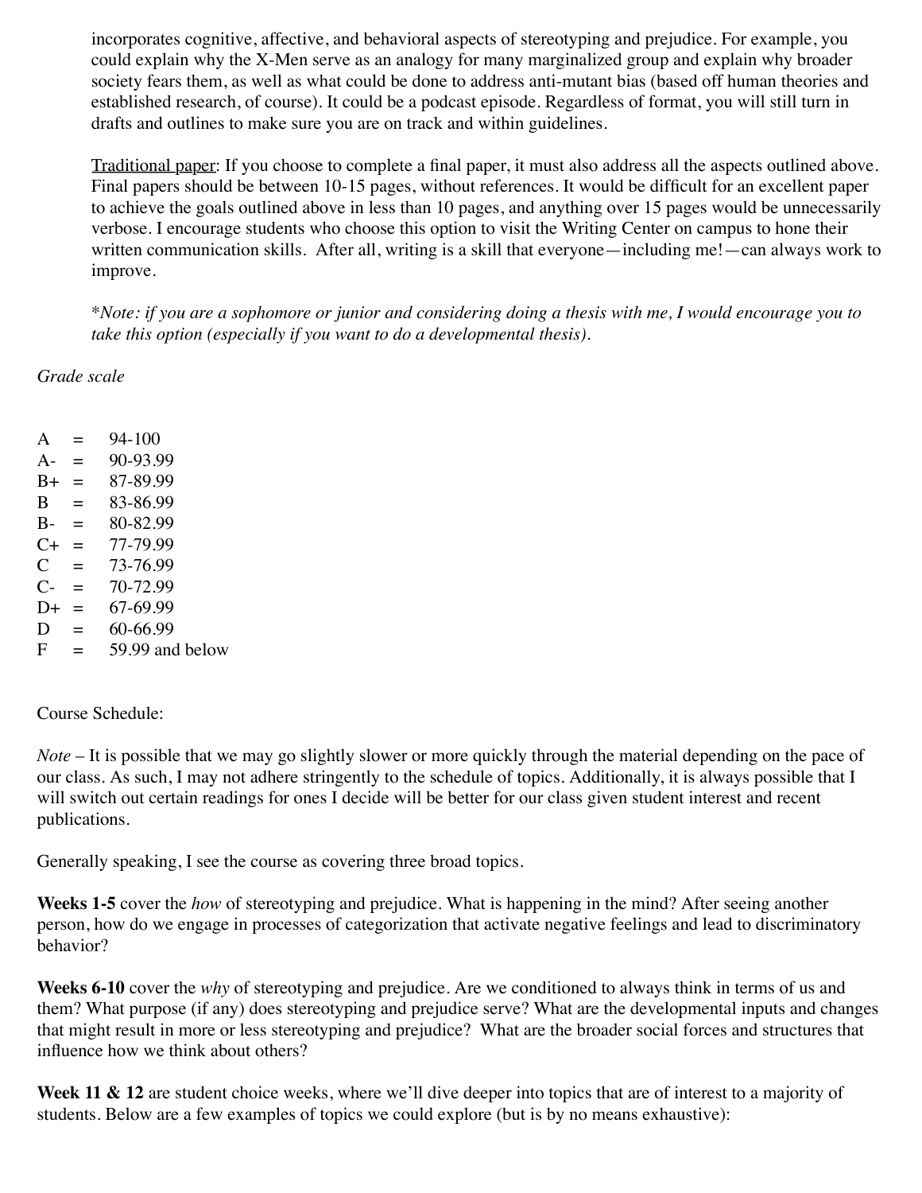incorporates cognitive, affective, and behavioral aspects of stereotyping and prejudice. For example, you could explain why the X-Men serve as an analogy for many marginalized group and explain why broader society fears them, as well as what could be done to address anti-mutant bias (based off human theories and established research, of course). It could be a podcast episode. Regardless of format, you will still turn in drafts and outlines to make sure you are on track and within guidelines.

Traditional paper: If you choose to complete a final paper, it must also address all the aspects outlined above. Final papers should be between 10-15 pages, without references. It would be difficult for an excellent paper to achieve the goals outlined above in less than 10 pages, and anything over 15 pages would be unnecessarily verbose. I encourage students who choose this option to visit the Writing Center on campus to hone their written communication skills. After all, writing is a skill that everyone—including me!—can always work to improve.

**Note: if you are a sophomore or junior and considering doing a thesis with me, I would encourage you to take this option (especially if you want to do a developmental thesis).*

*Grade scale*

| | | |
|---|---|---|
| A | = | 94-100 |
| A- | = | 90-93.99 |
| B+ | = | 87-89.99 |
| B | = | 83-86.99 |
| B- | = | 80-82.99 |
| C+ | = | 77-79.99 |
| C | = | 73-76.99 |
| C- | = | 70-72.99 |
| D+ | = | 67-69.99 |
| D | = | 60-66.99 |
| F | = | 59.99 and below |

Course Schedule:

*Note* – It is possible that we may go slightly slower or more quickly through the material depending on the pace of our class. As such, I may not adhere stringently to the schedule of topics. Additionally, it is always possible that I will switch out certain readings for ones I decide will be better for our class given student interest and recent publications.

Generally speaking, I see the course as covering three broad topics.

**Weeks 1-5** cover the *how* of stereotyping and prejudice. What is happening in the mind? After seeing another person, how do we engage in processes of categorization that activate negative feelings and lead to discriminatory behavior?

**Weeks 6-10** cover the *why* of stereotyping and prejudice. Are we conditioned to always think in terms of us and them? What purpose (if any) does stereotyping and prejudice serve? What are the developmental inputs and changes that might result in more or less stereotyping and prejudice? What are the broader social forces and structures that influence how we think about others?

**Week 11 & 12** are student choice weeks, where we'll dive deeper into topics that are of interest to a majority of students. Below are a few examples of topics we could explore (but is by no means exhaustive):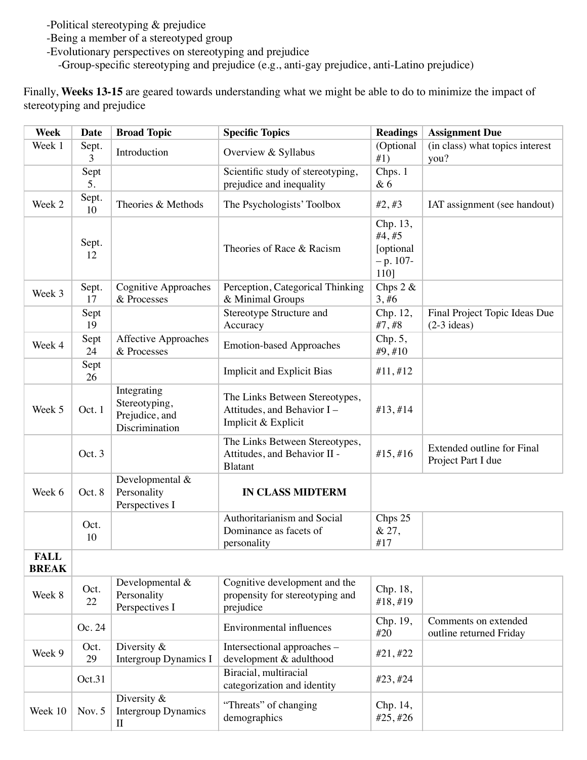-Political stereotyping & prejudice
-Being a member of a stereotyped group
-Evolutionary perspectives on stereotyping and prejudice
-Group-specific stereotyping and prejudice (e.g., anti-gay prejudice, anti-Latino prejudice)

Finally, **Weeks 13-15** are geared towards understanding what we might be able to do to minimize the impact of stereotyping and prejudice

| Week | Date | Broad Topic | Specific Topics | Readings | Assignment Due |
|---|---|---|---|---|---|
| Week 1 | Sept. 3 | Introduction | Overview & Syllabus | (Optional #1) | (in class) what topics interest you? |
| | Sept 5. | | Scientific study of stereotyping, prejudice and inequality | Chps. 1 & 6 | |
| Week 2 | Sept. 10 | Theories & Methods | The Psychologists' Toolbox | #2, #3 | IAT assignment (see handout) |
| | Sept. 12 | | Theories of Race & Racism | Chp. 13, #4, #5 [optional – p. 107-110] | |
| Week 3 | Sept. 17 | Cognitive Approaches & Processes | Perception, Categorical Thinking & Minimal Groups | Chps 2 & 3, #6 | |
| | Sept 19 | | Stereotype Structure and Accuracy | Chp. 12, #7, #8 | Final Project Topic Ideas Due (2-3 ideas) |
| Week 4 | Sept 24 | Affective Approaches & Processes | Emotion-based Approaches | Chp. 5, #9, #10 | |
| | Sept 26 | | Implicit and Explicit Bias | #11, #12 | |
| Week 5 | Oct. 1 | Integrating Stereotyping, Prejudice, and Discrimination | The Links Between Stereotypes, Attitudes, and Behavior I – Implicit & Explicit | #13, #14 | |
| | Oct. 3 | | The Links Between Stereotypes, Attitudes, and Behavior II - Blatant | #15, #16 | Extended outline for Final Project Part I due |
| Week 6 | Oct. 8 | Developmental & Personality Perspectives I | **IN CLASS MIDTERM** | | |
| | Oct. 10 | | Authoritarianism and Social Dominance as facets of personality | Chps 25 & 27, #17 | |
| **FALL BREAK** | | | | | |
| Week 8 | Oct. 22 | Developmental & Personality Perspectives I | Cognitive development and the propensity for stereotyping and prejudice | Chp. 18, #18, #19 | |
| | Oc. 24 | | Environmental influences | Chp. 19, #20 | Comments on extended outline returned Friday |
| Week 9 | Oct. 29 | Diversity & Intergroup Dynamics I | Intersectional approaches – development & adulthood | #21, #22 | |
| | Oct.31 | | Biracial, multiracial categorization and identity | #23, #24 | |
| Week 10 | Nov. 5 | Diversity & Intergroup Dynamics II | "Threats" of changing demographics | Chp. 14, #25, #26 | |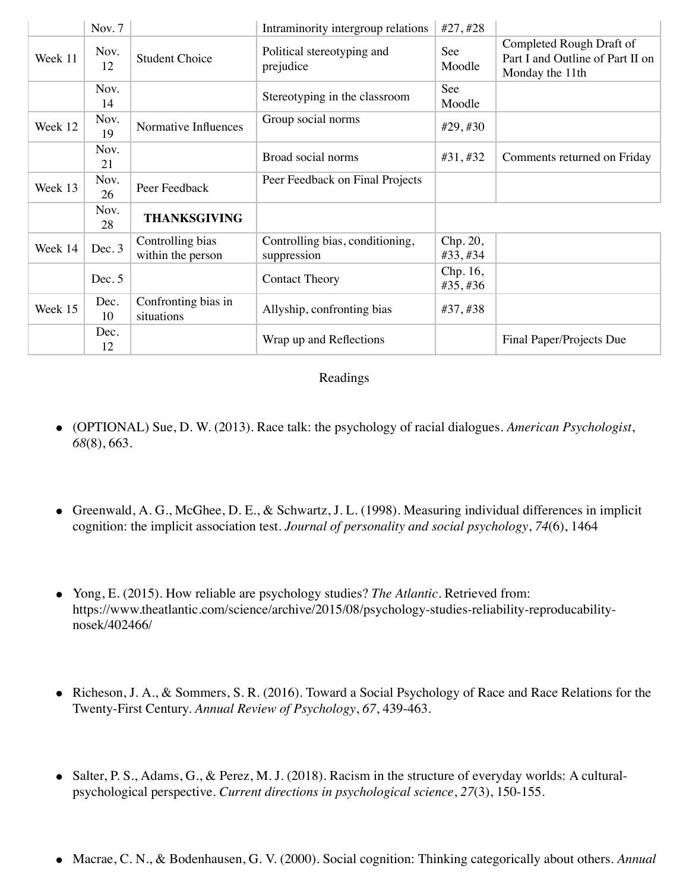| | | | | | |
|---|---|---|---|---|---|
| | Nov. 7 | | Intraminority intergroup relations | #27, #28 | |
| Week 11 | Nov. 12 | Student Choice | Political stereotyping and prejudice | See Moodle | Completed Rough Draft of Part I and Outline of Part II on Monday the 11th |
| | Nov. 14 | | Stereotyping in the classroom | See Moodle | |
| Week 12 | Nov. 19 | Normative Influences | Group social norms | #29, #30 | |
| | Nov. 21 | | Broad social norms | #31, #32 | Comments returned on Friday |
| Week 13 | Nov. 26 | Peer Feedback | Peer Feedback on Final Projects | | |
| | Nov. 28 | **THANKSGIVING** | | | |
| Week 14 | Dec. 3 | Controlling bias within the person | Controlling bias, conditioning, suppression | Chp. 20, #33, #34 | |
| | Dec. 5 | | Contact Theory | Chp. 16, #35, #36 | |
| Week 15 | Dec. 10 | Confronting bias in situations | Allyship, confronting bias | #37, #38 | |
| | Dec. 12 | | Wrap up and Reflections | | Final Paper/Projects Due |

Readings

- (OPTIONAL) Sue, D. W. (2013). Race talk: the psychology of racial dialogues. *American Psychologist*, *68*(8), 663.

- Greenwald, A. G., McGhee, D. E., & Schwartz, J. L. (1998). Measuring individual differences in implicit cognition: the implicit association test. *Journal of personality and social psychology*, *74*(6), 1464

- Yong, E. (2015). How reliable are psychology studies? *The Atlantic*. Retrieved from: https://www.theatlantic.com/science/archive/2015/08/psychology-studies-reliability-reproducability-nosek/402466/

- Richeson, J. A., & Sommers, S. R. (2016). Toward a Social Psychology of Race and Race Relations for the Twenty-First Century. *Annual Review of Psychology*, *67*, 439-463.

- Salter, P. S., Adams, G., & Perez, M. J. (2018). Racism in the structure of everyday worlds: A cultural-psychological perspective. *Current directions in psychological science*, *27*(3), 150-155.

- Macrae, C. N., & Bodenhausen, G. V. (2000). Social cognition: Thinking categorically about others. *Annual*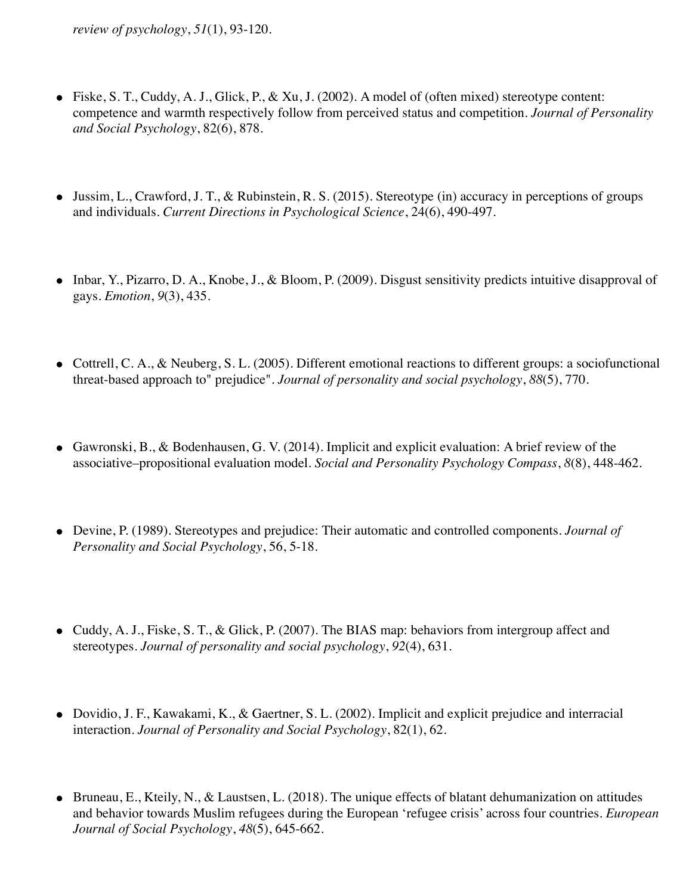*review of psychology*, *51*(1), 93-120.

- Fiske, S. T., Cuddy, A. J., Glick, P., & Xu, J. (2002). A model of (often mixed) stereotype content: competence and warmth respectively follow from perceived status and competition. *Journal of Personality and Social Psychology*, 82(6), 878.

- Jussim, L., Crawford, J. T., & Rubinstein, R. S. (2015). Stereotype (in) accuracy in perceptions of groups and individuals. *Current Directions in Psychological Science*, 24(6), 490-497.

- Inbar, Y., Pizarro, D. A., Knobe, J., & Bloom, P. (2009). Disgust sensitivity predicts intuitive disapproval of gays. *Emotion*, *9*(3), 435.

- Cottrell, C. A., & Neuberg, S. L. (2005). Different emotional reactions to different groups: a sociofunctional threat-based approach to" prejudice". *Journal of personality and social psychology*, *88*(5), 770.

- Gawronski, B., & Bodenhausen, G. V. (2014). Implicit and explicit evaluation: A brief review of the associative–propositional evaluation model. *Social and Personality Psychology Compass*, *8*(8), 448-462.

- Devine, P. (1989). Stereotypes and prejudice: Their automatic and controlled components. *Journal of Personality and Social Psychology*, 56, 5-18.

- Cuddy, A. J., Fiske, S. T., & Glick, P. (2007). The BIAS map: behaviors from intergroup affect and stereotypes. *Journal of personality and social psychology*, *92*(4), 631.

- Dovidio, J. F., Kawakami, K., & Gaertner, S. L. (2002). Implicit and explicit prejudice and interracial interaction. *Journal of Personality and Social Psychology*, 82(1), 62.

- Bruneau, E., Kteily, N., & Laustsen, L. (2018). The unique effects of blatant dehumanization on attitudes and behavior towards Muslim refugees during the European 'refugee crisis' across four countries. *European Journal of Social Psychology*, *48*(5), 645-662.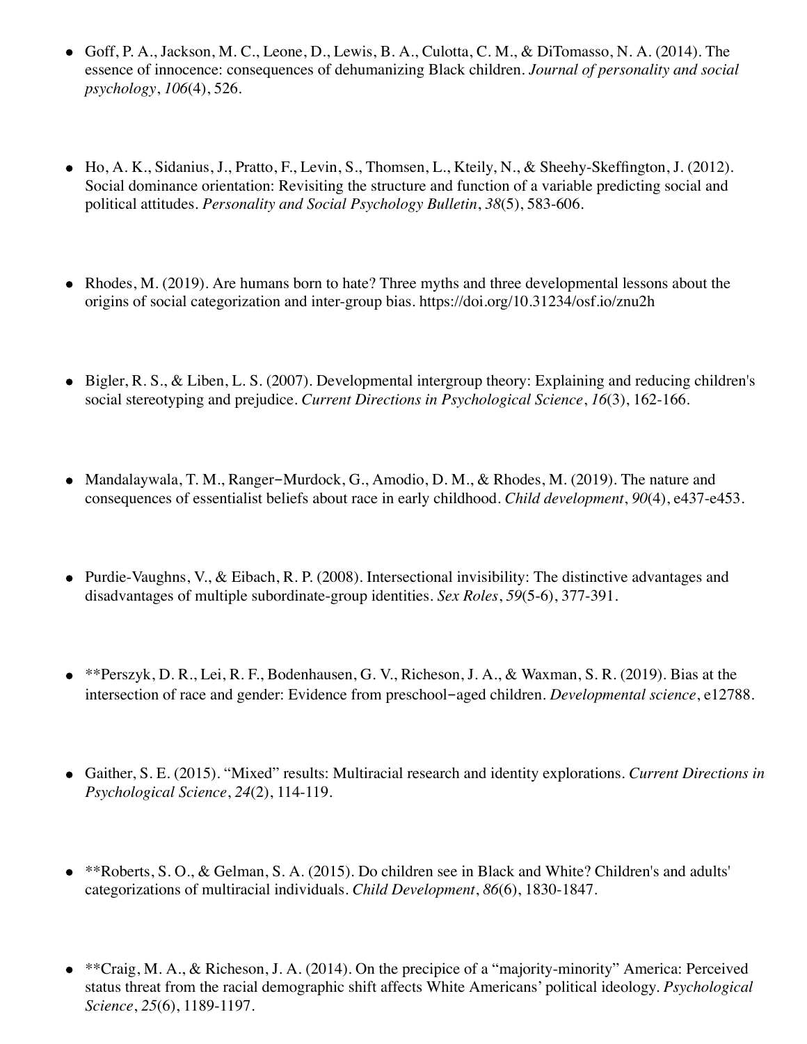- Goff, P. A., Jackson, M. C., Leone, D., Lewis, B. A., Culotta, C. M., & DiTomasso, N. A. (2014). The essence of innocence: consequences of dehumanizing Black children. *Journal of personality and social psychology*, *106*(4), 526.

- Ho, A. K., Sidanius, J., Pratto, F., Levin, S., Thomsen, L., Kteily, N., & Sheehy-Skeffington, J. (2012). Social dominance orientation: Revisiting the structure and function of a variable predicting social and political attitudes. *Personality and Social Psychology Bulletin*, *38*(5), 583-606.

- Rhodes, M. (2019). Are humans born to hate? Three myths and three developmental lessons about the origins of social categorization and inter-group bias. https://doi.org/10.31234/osf.io/znu2h

- Bigler, R. S., & Liben, L. S. (2007). Developmental intergroup theory: Explaining and reducing children's social stereotyping and prejudice. *Current Directions in Psychological Science*, *16*(3), 162-166.

- Mandalaywala, T. M., Ranger‐Murdock, G., Amodio, D. M., & Rhodes, M. (2019). The nature and consequences of essentialist beliefs about race in early childhood. *Child development*, *90*(4), e437-e453.

- Purdie-Vaughns, V., & Eibach, R. P. (2008). Intersectional invisibility: The distinctive advantages and disadvantages of multiple subordinate-group identities. *Sex Roles*, *59*(5-6), 377-391.

- **Perszyk, D. R., Lei, R. F., Bodenhausen, G. V., Richeson, J. A., & Waxman, S. R. (2019). Bias at the intersection of race and gender: Evidence from preschool‐aged children. *Developmental science*, e12788.

- Gaither, S. E. (2015). "Mixed" results: Multiracial research and identity explorations. *Current Directions in Psychological Science*, *24*(2), 114-119.

- **Roberts, S. O., & Gelman, S. A. (2015). Do children see in Black and White? Children's and adults' categorizations of multiracial individuals. *Child Development*, *86*(6), 1830-1847.

- **Craig, M. A., & Richeson, J. A. (2014). On the precipice of a "majority-minority" America: Perceived status threat from the racial demographic shift affects White Americans' political ideology. *Psychological Science*, *25*(6), 1189-1197.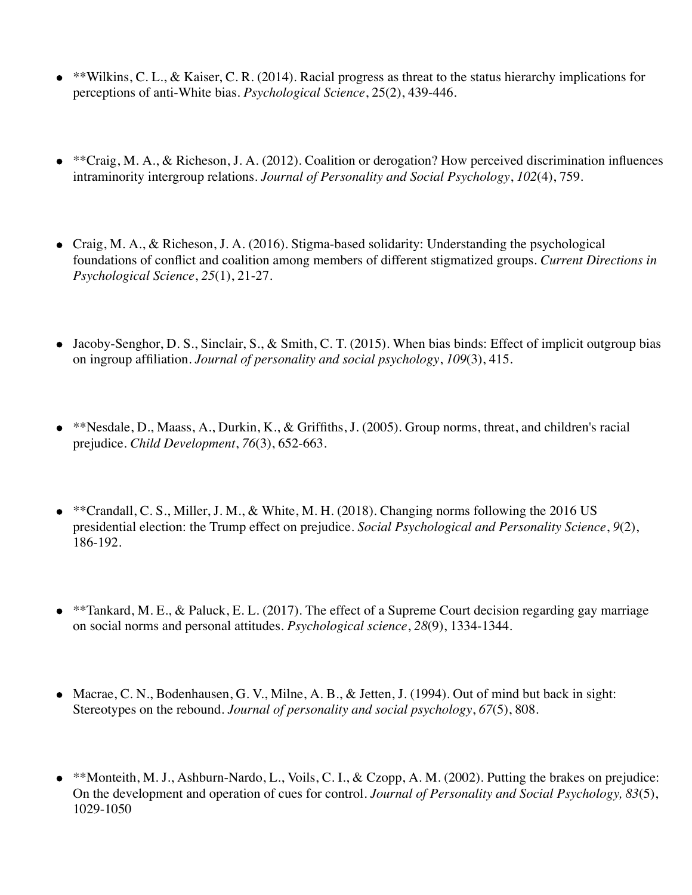- **Wilkins, C. L., & Kaiser, C. R. (2014). Racial progress as threat to the status hierarchy implications for perceptions of anti-White bias. *Psychological Science*, 25(2), 439-446.

- **Craig, M. A., & Richeson, J. A. (2012). Coalition or derogation? How perceived discrimination influences intraminority intergroup relations. *Journal of Personality and Social Psychology*, *102*(4), 759.

- Craig, M. A., & Richeson, J. A. (2016). Stigma-based solidarity: Understanding the psychological foundations of conflict and coalition among members of different stigmatized groups. *Current Directions in Psychological Science*, *25*(1), 21-27.

- Jacoby-Senghor, D. S., Sinclair, S., & Smith, C. T. (2015). When bias binds: Effect of implicit outgroup bias on ingroup affiliation. *Journal of personality and social psychology*, *109*(3), 415.

- **Nesdale, D., Maass, A., Durkin, K., & Griffiths, J. (2005). Group norms, threat, and children's racial prejudice. *Child Development*, *76*(3), 652-663.

- **Crandall, C. S., Miller, J. M., & White, M. H. (2018). Changing norms following the 2016 US presidential election: the Trump effect on prejudice. *Social Psychological and Personality Science*, *9*(2), 186-192.

- **Tankard, M. E., & Paluck, E. L. (2017). The effect of a Supreme Court decision regarding gay marriage on social norms and personal attitudes. *Psychological science*, *28*(9), 1334-1344.

- Macrae, C. N., Bodenhausen, G. V., Milne, A. B., & Jetten, J. (1994). Out of mind but back in sight: Stereotypes on the rebound. *Journal of personality and social psychology*, *67*(5), 808.

- **Monteith, M. J., Ashburn-Nardo, L., Voils, C. I., & Czopp, A. M. (2002). Putting the brakes on prejudice: On the development and operation of cues for control. *Journal of Personality and Social Psychology, 83*(5), 1029-1050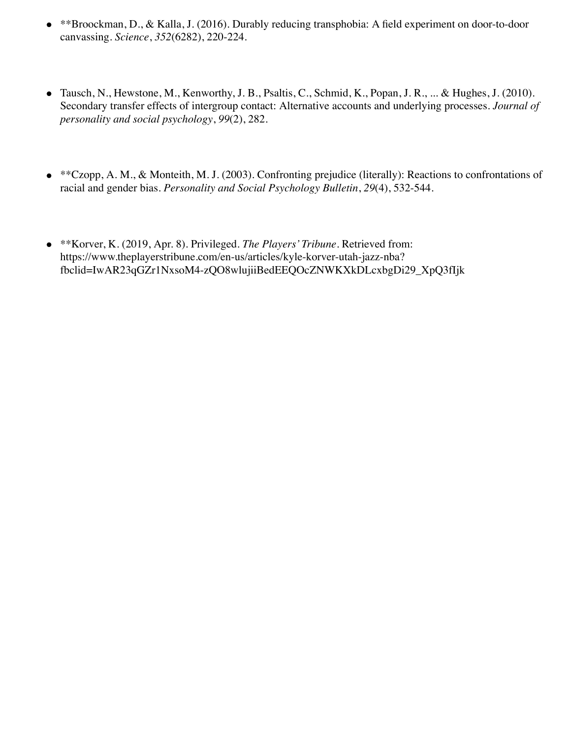- **Broockman, D., & Kalla, J. (2016). Durably reducing transphobia: A field experiment on door-to-door canvassing. *Science*, *352*(6282), 220-224.

- Tausch, N., Hewstone, M., Kenworthy, J. B., Psaltis, C., Schmid, K., Popan, J. R., ... & Hughes, J. (2010). Secondary transfer effects of intergroup contact: Alternative accounts and underlying processes. *Journal of personality and social psychology*, *99*(2), 282.

- **Czopp, A. M., & Monteith, M. J. (2003). Confronting prejudice (literally): Reactions to confrontations of racial and gender bias. *Personality and Social Psychology Bulletin*, *29*(4), 532-544.

- **Korver, K. (2019, Apr. 8). Privileged. *The Players' Tribune*. Retrieved from: https://www.theplayerstribune.com/en-us/articles/kyle-korver-utah-jazz-nba?fbclid=IwAR23qGZr1NxsoM4-zQO8wlujiiBedEEQOcZNWKXkDLcxbgDi29_XpQ3fIjk